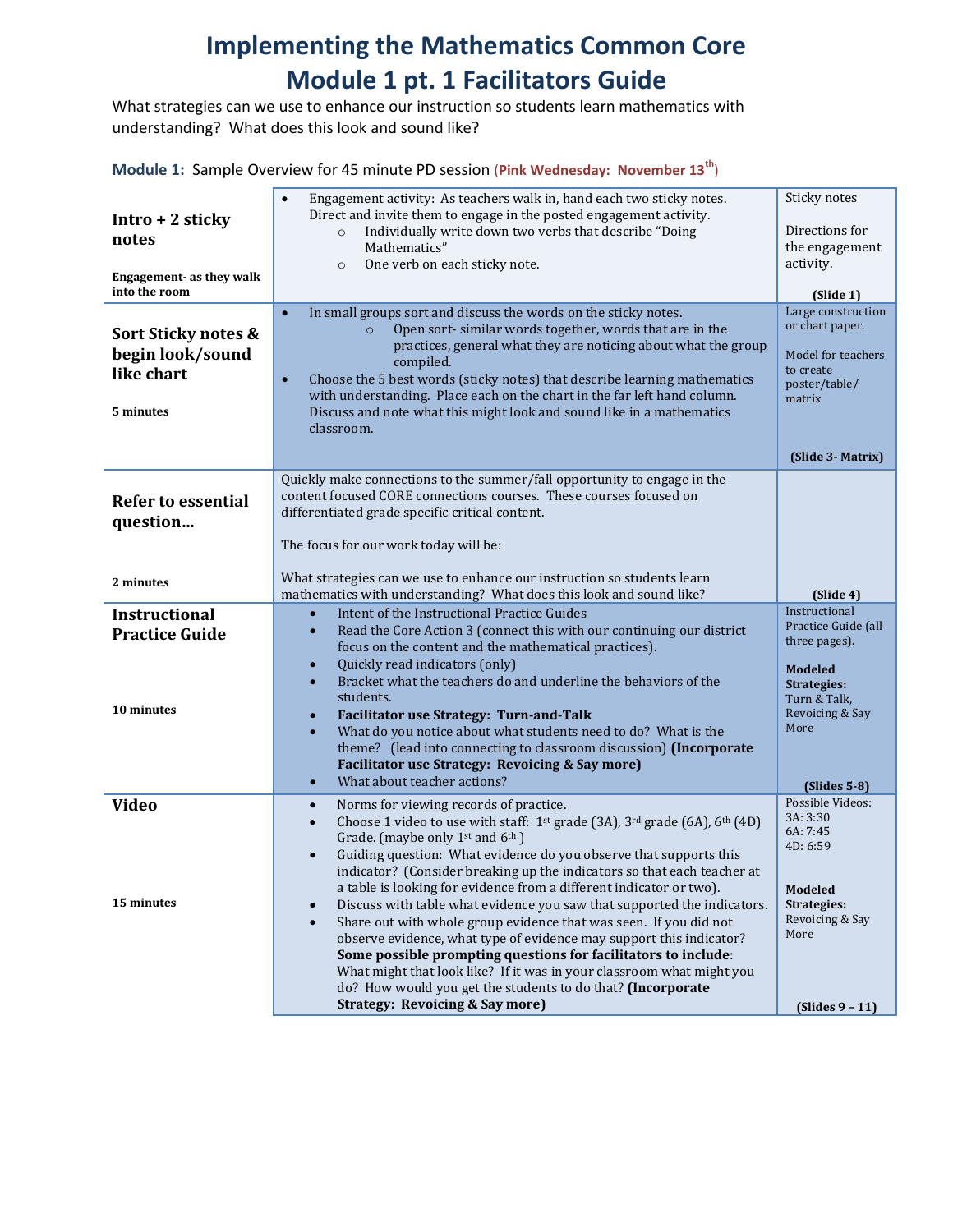# Implementing the Mathematics Common Core
# Module 1 pt. 1 Facilitators Guide

What strategies can we use to enhance our instruction so students learn mathematics with understanding? What does this look and sound like?

**Module 1:** Sample Overview for 45 minute PD session (**Pink Wednesday: November 13th**)

| | | |
|---|---|---|
| **Intro + 2 sticky notes**<br><br>**Engagement- as they walk into the room** | • Engagement activity: As teachers walk in, hand each two sticky notes. Direct and invite them to engage in the posted engagement activity.<br>  ○ Individually write down two verbs that describe "Doing Mathematics"<br>  ○ One verb on each sticky note. | Sticky notes<br><br>Directions for the engagement activity.<br><br>**(Slide 1)** |
| **Sort Sticky notes & begin look/sound like chart**<br><br>**5 minutes** | • In small groups sort and discuss the words on the sticky notes.<br>  ○ Open sort- similar words together, words that are in the practices, general what they are noticing about what the group compiled.<br>• Choose the 5 best words (sticky notes) that describe learning mathematics with understanding. Place each on the chart in the far left hand column. Discuss and note what this might look and sound like in a mathematics classroom. | Large construction or chart paper.<br><br>Model for teachers to create poster/table/ matrix<br><br>**(Slide 3- Matrix)** |
| **Refer to essential question…**<br><br>**2 minutes** | Quickly make connections to the summer/fall opportunity to engage in the content focused CORE connections courses. These courses focused on differentiated grade specific critical content.<br><br>The focus for our work today will be:<br><br>What strategies can we use to enhance our instruction so students learn mathematics with understanding? What does this look and sound like? | **(Slide 4)** |
| **Instructional Practice Guide**<br><br>**10 minutes** | • Intent of the Instructional Practice Guides<br>• Read the Core Action 3 (connect this with our continuing our district focus on the content and the mathematical practices).<br>• Quickly read indicators (only)<br>• Bracket what the teachers do and underline the behaviors of the students.<br>• **Facilitator use Strategy: Turn-and-Talk**<br>• What do you notice about what students need to do? What is the theme? (lead into connecting to classroom discussion) **(Incorporate Facilitator use Strategy: Revoicing & Say more)**<br>• What about teacher actions? | Instructional Practice Guide (all three pages).<br><br>**Modeled Strategies:** Turn & Talk, Revoicing & Say More<br><br>**(Slides 5-8)** |
| **Video**<br><br>**15 minutes** | • Norms for viewing records of practice.<br>• Choose 1 video to use with staff: 1st grade (3A), 3rd grade (6A), 6th (4D) Grade. (maybe only 1st and 6th )<br>• Guiding question: What evidence do you observe that supports this indicator? (Consider breaking up the indicators so that each teacher at a table is looking for evidence from a different indicator or two).<br>• Discuss with table what evidence you saw that supported the indicators.<br>• Share out with whole group evidence that was seen. If you did not observe evidence, what type of evidence may support this indicator? **Some possible prompting questions for facilitators to include**: What might that look like? If it was in your classroom what might you do? How would you get the students to do that? **(Incorporate Strategy: Revoicing & Say more)** | Possible Videos:<br>3A: 3:30<br>6A: 7:45<br>4D: 6:59<br><br>**Modeled Strategies:** Revoicing & Say More<br><br>**(Slides 9 – 11)** |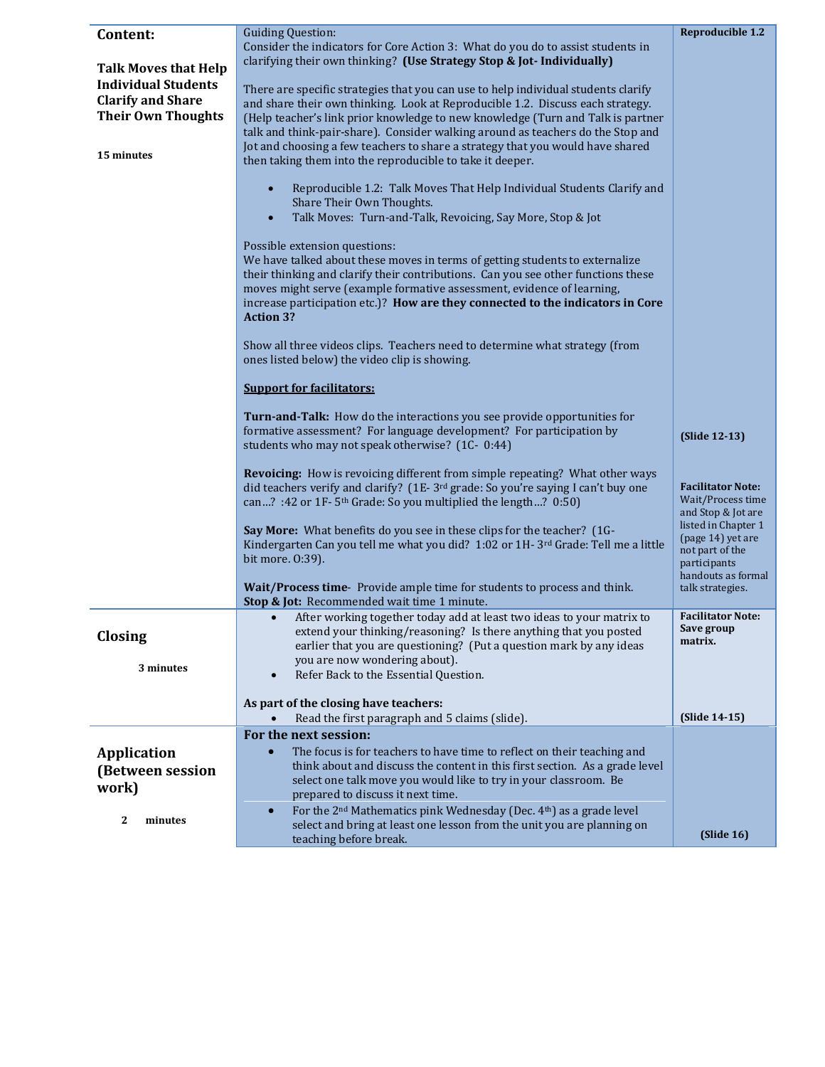| | | |
|---|---|---|
| **Content:**<br><br>**Talk Moves that Help Individual Students Clarify and Share Their Own Thoughts**<br><br>**15 minutes** | Guiding Question:<br>Consider the indicators for Core Action 3: What do you do to assist students in clarifying their own thinking? **(Use Strategy Stop & Jot- Individually)**<br><br>There are specific strategies that you can use to help individual students clarify and share their own thinking. Look at Reproducible 1.2. Discuss each strategy. (Help teacher's link prior knowledge to new knowledge (Turn and Talk is partner talk and think-pair-share). Consider walking around as teachers do the Stop and Jot and choosing a few teachers to share a strategy that you would have shared then taking them into the reproducible to take it deeper.<br><br>• Reproducible 1.2: Talk Moves That Help Individual Students Clarify and Share Their Own Thoughts.<br>• Talk Moves: Turn-and-Talk, Revoicing, Say More, Stop & Jot<br><br>Possible extension questions:<br>We have talked about these moves in terms of getting students to externalize their thinking and clarify their contributions. Can you see other functions these moves might serve (example formative assessment, evidence of learning, increase participation etc.)? **How are they connected to the indicators in Core Action 3?**<br><br>Show all three videos clips. Teachers need to determine what strategy (from ones listed below) the video clip is showing.<br><br>**<u>Support for facilitators:</u>**<br><br>**Turn-and-Talk:** How do the interactions you see provide opportunities for formative assessment? For language development? For participation by students who may not speak otherwise? (1C- 0:44)<br><br>**Revoicing:** How is revoicing different from simple repeating? What other ways did teachers verify and clarify? (1E- 3rd grade: So you're saying I can't buy one can…? :42 or 1F- 5th Grade: So you multiplied the length…? 0:50)<br><br>**Say More:** What benefits do you see in these clips for the teacher? (1G- Kindergarten Can you tell me what you did? 1:02 or 1H- 3rd Grade: Tell me a little bit more. 0:39).<br><br>**Wait/Process time**- Provide ample time for students to process and think.<br>**Stop & Jot:** Recommended wait time 1 minute. | **Reproducible 1.2**<br><br>**(Slide 12-13)**<br><br>**Facilitator Note:** Wait/Process time and Stop & Jot are listed in Chapter 1 (page 14) yet are not part of the participants handouts as formal talk strategies. |
| **Closing**<br><br>**3 minutes** | • After working together today add at least two ideas to your matrix to extend your thinking/reasoning? Is there anything that you posted earlier that you are questioning? (Put a question mark by any ideas you are now wondering about).<br>• Refer Back to the Essential Question.<br><br>**As part of the closing have teachers:**<br>• Read the first paragraph and 5 claims (slide). | **Facilitator Note: Save group matrix.**<br><br>**(Slide 14-15)** |
| **Application (Between session work)**<br><br>**2 minutes** | **For the next session:**<br>• The focus is for teachers to have time to reflect on their teaching and think about and discuss the content in this first section. As a grade level select one talk move you would like to try in your classroom. Be prepared to discuss it next time.<br>• For the 2nd Mathematics pink Wednesday (Dec. 4th) as a grade level select and bring at least one lesson from the unit you are planning on teaching before break. | **(Slide 16)** |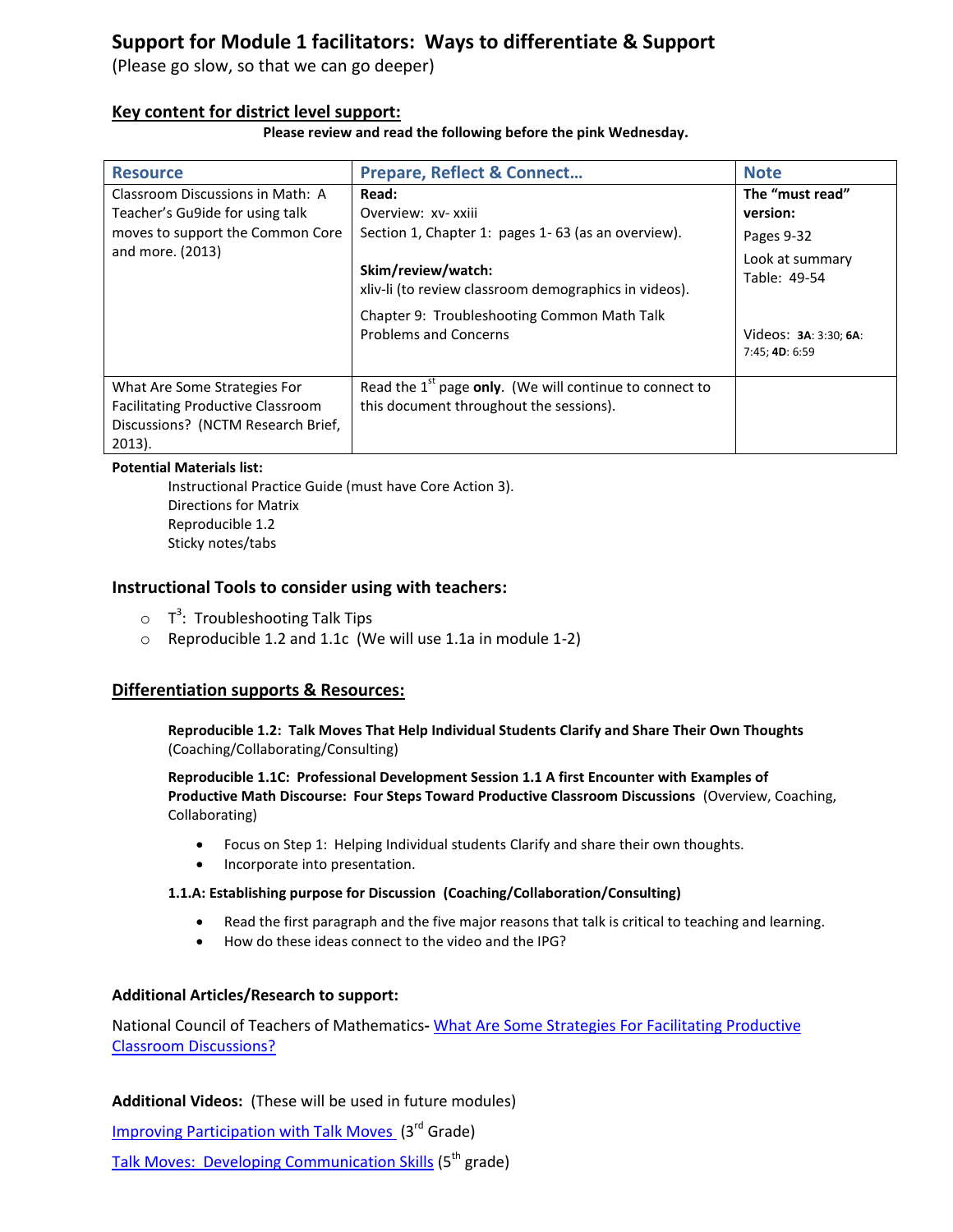# Support for Module 1 facilitators: Ways to differentiate & Support

(Please go slow, so that we can go deeper)

## Key content for district level support:

**Please review and read the following before the pink Wednesday.**

| Resource | Prepare, Reflect & Connect… | Note |
|---|---|---|
| Classroom Discussions in Math: A Teacher's Gu9ide for using talk moves to support the Common Core and more. (2013) | **Read:**<br>Overview: xv- xxiii<br>Section 1, Chapter 1: pages 1- 63 (as an overview).<br><br>**Skim/review/watch:**<br>xliv-li (to review classroom demographics in videos).<br>Chapter 9: Troubleshooting Common Math Talk Problems and Concerns | **The "must read" version:**<br>Pages 9-32<br>Look at summary Table: 49-54<br><br>Videos: **3A**: 3:30; **6A**: 7:45; **4D**: 6:59 |
| What Are Some Strategies For Facilitating Productive Classroom Discussions? (NCTM Research Brief, 2013). | Read the 1st page **only**. (We will continue to connect to this document throughout the sessions). | |

**Potential Materials list:**

Instructional Practice Guide (must have Core Action 3).
Directions for Matrix
Reproducible 1.2
Sticky notes/tabs

### Instructional Tools to consider using with teachers:

- T$^3$: Troubleshooting Talk Tips
- Reproducible 1.2 and 1.1c (We will use 1.1a in module 1-2)

## Differentiation supports & Resources:

**Reproducible 1.2: Talk Moves That Help Individual Students Clarify and Share Their Own Thoughts** (Coaching/Collaborating/Consulting)

**Reproducible 1.1C: Professional Development Session 1.1 A first Encounter with Examples of Productive Math Discourse: Four Steps Toward Productive Classroom Discussions** (Overview, Coaching, Collaborating)

- Focus on Step 1: Helping Individual students Clarify and share their own thoughts.
- Incorporate into presentation.

**1.1.A: Establishing purpose for Discussion (Coaching/Collaboration/Consulting)**

- Read the first paragraph and the five major reasons that talk is critical to teaching and learning.
- How do these ideas connect to the video and the IPG?

**Additional Articles/Research to support:**

National Council of Teachers of Mathematics- What Are Some Strategies For Facilitating Productive Classroom Discussions?

**Additional Videos:** (These will be used in future modules)

Improving Participation with Talk Moves (3rd Grade)

Talk Moves: Developing Communication Skills (5th grade)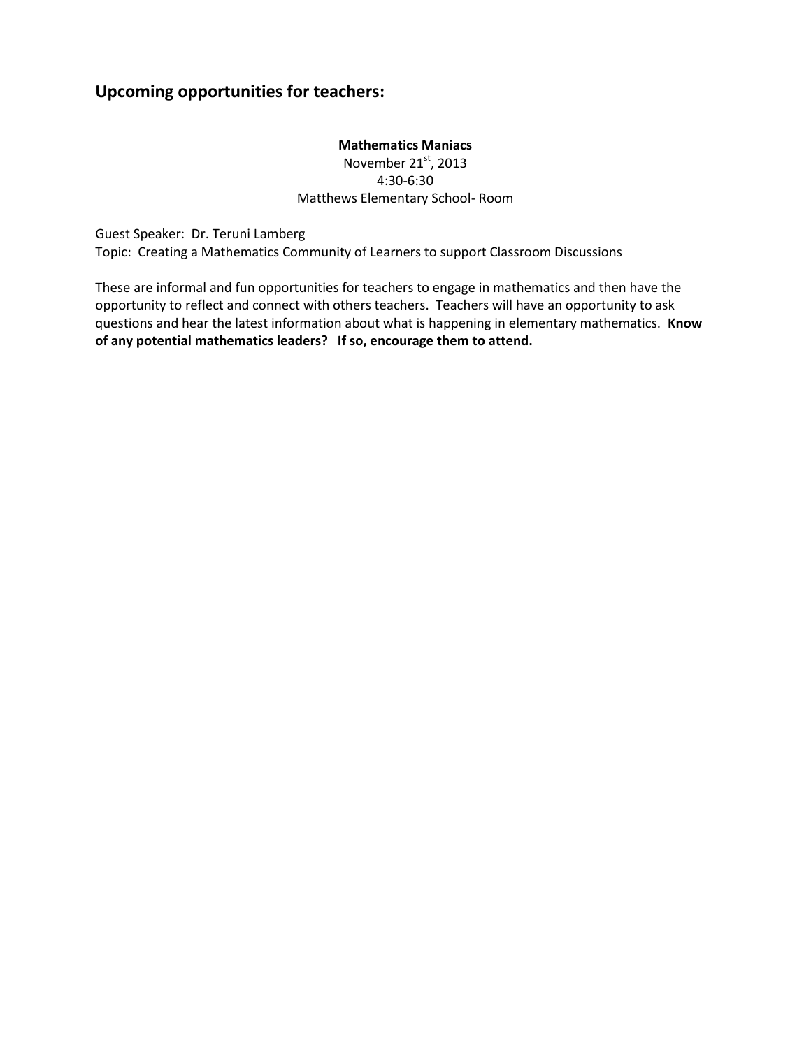## Upcoming opportunities for teachers:

**Mathematics Maniacs**

November 21st, 2013

4:30-6:30

Matthews Elementary School- Room

Guest Speaker: Dr. Teruni Lamberg

Topic: Creating a Mathematics Community of Learners to support Classroom Discussions

These are informal and fun opportunities for teachers to engage in mathematics and then have the opportunity to reflect and connect with others teachers. Teachers will have an opportunity to ask questions and hear the latest information about what is happening in elementary mathematics. **Know of any potential mathematics leaders? If so, encourage them to attend.**